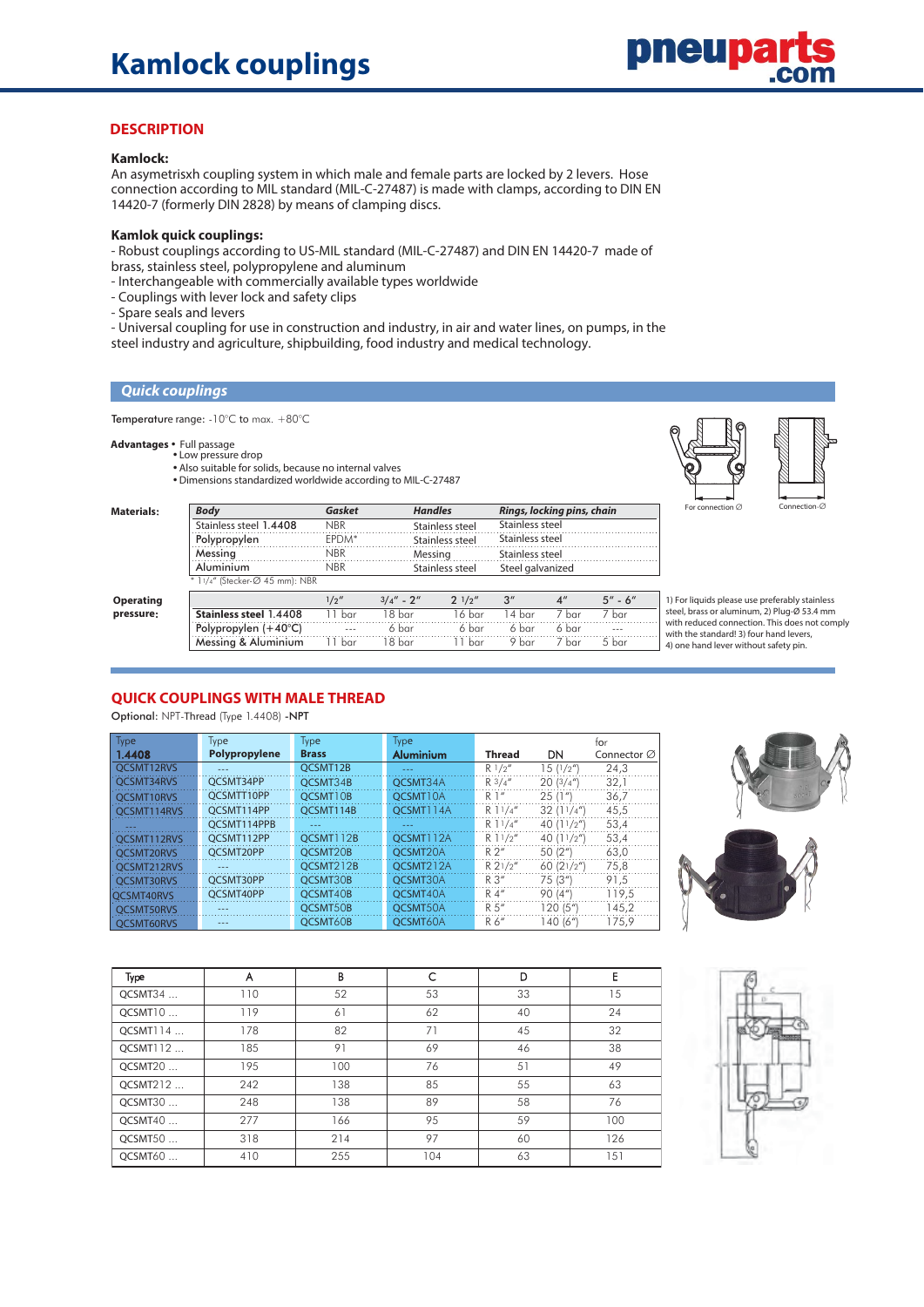# Kamlock couplings

## DESCRIPTION

**Kamlock:**
An asymetrisxh coupling system in which male and female parts are locked by 2 levers. Hose connection according to MIL standard (MIL-C-27487) is made with clamps, according to DIN EN 14420-7 (formerly DIN 2828) by means of clamping discs.

**Kamlok quick couplings:**
- Robust couplings according to US-MIL standard (MIL-C-27487) and DIN EN 14420-7 made of brass, stainless steel, polypropylene and aluminum
- Interchangeable with commercially available types worldwide
- Couplings with lever lock and safety clips
- Spare seals and levers
- Universal coupling for use in construction and industry, in air and water lines, on pumps, in the steel industry and agriculture, shipbuilding, food industry and medical technology.

## Quick couplings

Temperature range: -10°C to max. +80°C

**Advantages**
- Full passage
- Low pressure drop
- Also suitable for solids, because no internal valves
- Dimensions standardized worldwide according to MIL-C-27487

For connection ∅ &nbsp;&nbsp;&nbsp; Connection-∅

**Materials:**

| Body | Gasket | Handles | Rings, locking pins, chain |
|---|---|---|---|
| Stainless steel 1.4408 | NBR | Stainless steel | Stainless steel |
| Polypropylen | EPDM* | Stainless steel | Stainless steel |
| Messing | NBR | Messing | Stainless steel |
| Aluminium | NBR | Stainless steel | Steel galvanized |

\* 1 1/4" (Stecker-∅ 45 mm): NBR

**Operating pressure:**

| | 1/2" | 3/4" - 2" | 2 1/2" | 3" | 4" | 5" - 6" |
|---|---|---|---|---|---|---|
| Stainless steel 1.4408 | 11 bar | 18 bar | 16 bar | 14 bar | 7 bar | 7 bar |
| Polypropylen (+40°C) | --- | 6 bar | 6 bar | 6 bar | 6 bar | --- |
| Messing & Aluminium | 11 bar | 18 bar | 11 bar | 9 bar | 7 bar | 5 bar |

1) For liquids please use preferably stainless steel, brass or aluminum, 2) Plug-∅ 53.4 mm with reduced connection. This does not comply with the standard! 3) four hand levers, 4) one hand lever without safety pin.

## QUICK COUPLINGS WITH MALE THREAD

Optional: NPT-Thread (Type 1.4408) -NPT

| Type 1.4408 | Type Polypropylene | Type Brass | Type Aluminium | Thread | DN | for Connector ∅ |
|---|---|---|---|---|---|---|
| QCSMT12RVS | --- | QCSMT12B | --- | R 1/2" | 15 (1/2") | 24,3 |
| QCSMT34RVS | QCSMT34PP | QCSMT34B | QCSMT34A | R 3/4" | 20 (3/4") | 32,1 |
| QCSMT10RVS | QCSMTT10PP | QCSMT10B | QCSMT10A | R 1" | 25 (1") | 36,7 |
| QCSMT114RVS | QCSMT114PP | QCSMT114B | QCSMT114A | R 1 1/4" | 32 (1 1/4") | 45,5 |
| --- | QCSMT114PPB | --- | --- | R 1 1/4" | 40 (1 1/2") | 53,4 |
| QCSMT112RVS | QCSMT112PP | QCSMT112B | QCSMT112A | R 1 1/2" | 40 (1 1/2") | 53,4 |
| QCSMT20RVS | QCSMT20PP | QCSMT20B | QCSMT20A | R 2" | 50 (2") | 63,0 |
| QCSMT212RVS | --- | QCSMT212B | QCSMT212A | R 2 1/2" | 60 (2 1/2") | 75,8 |
| QCSMT30RVS | QCSMT30PP | QCSMT30B | QCSMT30A | R 3" | 75 (3") | 91,5 |
| QCSMT40RVS | QCSMT40PP | QCSMT40B | QCSMT40A | R 4" | 90 (4") | 119,5 |
| QCSMT50RVS | --- | QCSMT50B | QCSMT50A | R 5" | 120 (5") | 145,2 |
| QCSMT60RVS | --- | QCSMT60B | QCSMT60A | R 6" | 140 (6") | 175,9 |

| Type | A | B | C | D | E |
|---|---|---|---|---|---|
| QCSMT34 ... | 110 | 52 | 53 | 33 | 15 |
| QCSMT10 ... | 119 | 61 | 62 | 40 | 24 |
| QCSMT114 ... | 178 | 82 | 71 | 45 | 32 |
| QCSMT112 ... | 185 | 91 | 69 | 46 | 38 |
| QCSMT20 ... | 195 | 100 | 76 | 51 | 49 |
| QCSMT212 ... | 242 | 138 | 85 | 55 | 63 |
| QCSMT30 ... | 248 | 138 | 89 | 58 | 76 |
| QCSMT40 ... | 277 | 166 | 95 | 59 | 100 |
| QCSMT50 ... | 318 | 214 | 97 | 60 | 126 |
| QCSMT60 ... | 410 | 255 | 104 | 63 | 151 |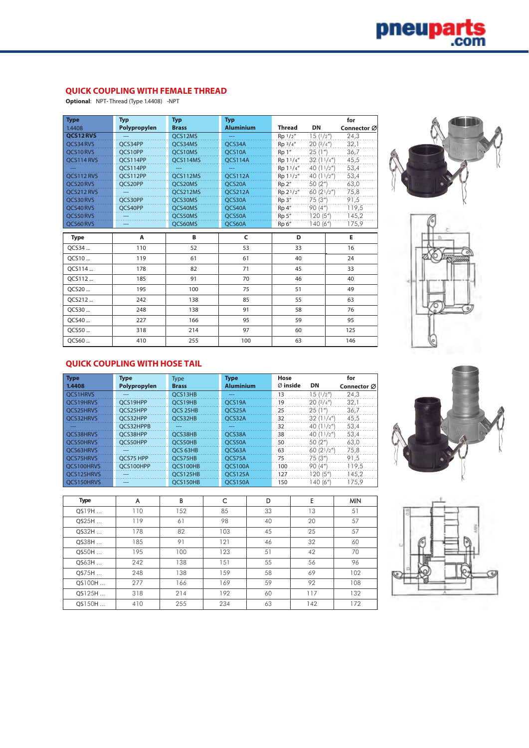## QUICK COUPLING WITH FEMALE THREAD

**Optional**: NPT-Thread (Type 1.4408) -NPT

| Typ 1.4408 | Typ Polypropylen | Typ Brass | Typ Aluminium | Thread | DN | for Connector Ø |
|---|---|---|---|---|---|---|
| **QCS12RVS** | --- | QCS12MS | --- | Rp 1/2" | 15 (1/2") | 24,3 |
| QCS34RVS | QCS34PP | QCS34MS | QCS34A | Rp 3/4" | 20 (3/4") | 32,1 |
| QCS10RVS | QCS10PP | QCS10MS | QCS10A | Rp 1" | 25 (1") | 36,7 |
| QCS114RVS | QCS114PP | QCS114MS | QCS114A | Rp 1 1/4" | 32 (1 1/4") | 45,5 |
| --- | QCS114PP | --- | --- | Rp 1 1/4" | 40 (1 1/2") | 53,4 |
| QCS112RVS | QCS112PP | QCS112MS | QCS112A | Rp 1 1/2" | 40 (1 1/2") | 53,4 |
| QCS20RVS | QCS20PP | QCS20MS | QCS20A | Rp 2" | 50 (2") | 63,0 |
| QCS212RVS | --- | QCS212MS | QCS212A | Rp 2 1/2" | 60 (2 1/2") | 75,8 |
| QCS30RVS | QCS30PP | QCS30MS | QCS30A | Rp 3" | 75 (3") | 91,5 |
| QCS40RVS | QCS40PP | QCS40MS | QCS40A | Rp 4" | 90 (4") | 119,5 |
| QCS50RVS | --- | QCS50MS | QCS50A | Rp 5" | 120 (5") | 145,2 |
| QCS60RVS | --- | QCS60MS | QCS60A | Rp 6" | 140 (6") | 175,9 |

| Type | A | B | C | D | E |
|---|---|---|---|---|---|
| QCS34 ... | 110 | 52 | 53 | 33 | 16 |
| QCS10 ... | 119 | 61 | 61 | 40 | 24 |
| QCS114 ... | 178 | 82 | 71 | 45 | 33 |
| QCS112 ... | 185 | 91 | 70 | 46 | 40 |
| QCS20 ... | 195 | 100 | 75 | 51 | 49 |
| QCS212 ... | 242 | 138 | 85 | 55 | 63 |
| QCS30 ... | 248 | 138 | 91 | 58 | 76 |
| QCS40 ... | 227 | 166 | 95 | 59 | 95 |
| QCS50 ... | 318 | 214 | 97 | 60 | 125 |
| QCS60 ... | 410 | 255 | 100 | 63 | 146 |

## QUICK COUPLING WITH HOSE TAIL

| Type 1.4408 | Type Polypropylen | Type Brass | Type Aluminium | Hose Ø inside | DN | for Connector Ø |
|---|---|---|---|---|---|---|
| QCS1HRVS | --- | QCS13HB | --- | 13 | 15 (1/2") | 24,3 |
| QCS19HRVS | QCS19HPP | QCS19HB | QCS19A | 19 | 20 (3/4") | 32,1 |
| QCS25HRVS | QCS25HPP | QCS 25HB | QCS25A | 25 | 25 (1") | 36,7 |
| QCS32HRVS | QCS32HPP | QCS32HB | QCS32A | 32 | 32 (1 1/4") | 45,5 |
| --- | QCS32HPPB | --- | --- | 32 | 40 (1 1/2") | 53,4 |
| QCS38HRVS | QCS38HPP | QCS38HB | QCS38A | 38 | 40 (1 1/2") | 53,4 |
| QCS50HRVS | QCS50HPP | QCS50HB | QCS50A | 50 | 50 (2") | 63,0 |
| QCS63HRVS | --- | QCS 63HB | QCS63A | 63 | 60 (2 1/2") | 75,8 |
| QCS75HRVS | QCS75 HPP | QCS75HB | QCS75A | 75 | 75 (3") | 91,5 |
| QCS100HRVS | QCS100HPP | QCS100HB | QCS100A | 100 | 90 (4") | 119,5 |
| QCS125HRVS | --- | QCS125HB | QCS125A | 127 | 120 (5") | 145,2 |
| QCS150HRVS | --- | QCS150HB | QCS150A | 150 | 140 (6") | 175,9 |

| Type | A | B | C | D | E | MIN |
|---|---|---|---|---|---|---|
| QS19H ... | 110 | 152 | 85 | 33 | 13 | 51 |
| QS25H ... | 119 | 61 | 98 | 40 | 20 | 57 |
| QS32H ... | 178 | 82 | 103 | 45 | 25 | 57 |
| QS38H ... | 185 | 91 | 121 | 46 | 32 | 60 |
| QS50H ... | 195 | 100 | 123 | 51 | 42 | 70 |
| QS63H ... | 242 | 138 | 151 | 55 | 56 | 96 |
| QS75H ... | 248 | 138 | 159 | 58 | 69 | 102 |
| QS100H ... | 277 | 166 | 169 | 59 | 92 | 108 |
| QS125H ... | 318 | 214 | 192 | 60 | 117 | 132 |
| QS150H ... | 410 | 255 | 234 | 63 | 142 | 172 |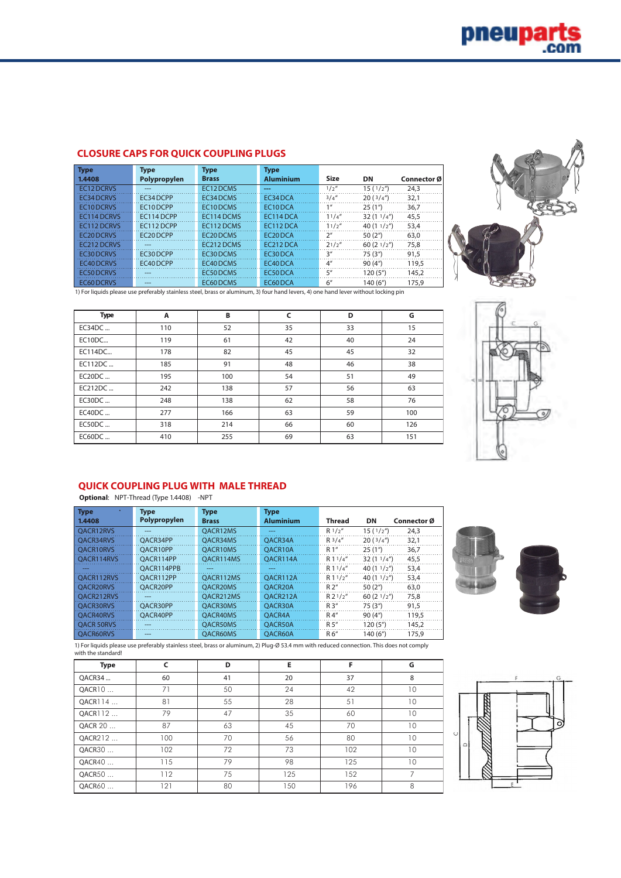## CLOSURE CAPS FOR QUICK COUPLING PLUGS

| Type 1.4408 | Type Polypropylen | Type Brass | Type Aluminium | Size | DN | Connector Ø |
|---|---|---|---|---|---|---|
| EC12DCRVS | --- | EC12DCMS | --- | 1/2" | 15 (1/2") | 24,3 |
| EC34DCRVS | EC34DCPP | EC34DCMS | EC34DCA | 3/4" | 20 (3/4") | 32,1 |
| EC10DCRVS | EC10DCPP | EC10DCMS | EC10DCA | 1" | 25 (1") | 36,7 |
| EC114DCRVS | EC114DCPP | EC114DCMS | EC114DCA | 11/4" | 32 (1 1/4") | 45,5 |
| EC112DCRVS | EC112DCPP | EC112DCMS | EC112DCA | 11/2" | 40 (1 1/2") | 53,4 |
| EC20DCRVS | EC20DCPP | EC20DCMS | EC20DCA | 2" | 50 (2") | 63,0 |
| EC212DCRVS | --- | EC212DCMS | EC212DCA | 21/2" | 60 (2 1/2") | 75,8 |
| EC30DCRVS | EC30DCPP | EC30DCMS | EC30DCA | 3" | 75 (3") | 91,5 |
| EC40DCRVS | EC40DCPP | EC40DCMS | EC40DCA | 4" | 90 (4") | 119,5 |
| EC50DCRVS | --- | EC50DCMS | EC50DCA | 5" | 120 (5") | 145,2 |
| EC60DCRVS | --- | EC60DCMS | EC60DCA | 6" | 140 (6") | 175,9 |

1) For liquids please use preferably stainless steel, brass or aluminum, 3) four hand levers, 4) one hand lever without locking pin

| Type | A | B | C | D | G |
|---|---|---|---|---|---|
| EC34DC ... | 110 | 52 | 35 | 33 | 15 |
| EC10DC... | 119 | 61 | 42 | 40 | 24 |
| EC114DC... | 178 | 82 | 45 | 45 | 32 |
| EC112DC ... | 185 | 91 | 48 | 46 | 38 |
| EC20DC ... | 195 | 100 | 54 | 51 | 49 |
| EC212DC ... | 242 | 138 | 57 | 56 | 63 |
| EC30DC ... | 248 | 138 | 62 | 58 | 76 |
| EC40DC ... | 277 | 166 | 63 | 59 | 100 |
| EC50DC ... | 318 | 214 | 66 | 60 | 126 |
| EC60DC ... | 410 | 255 | 69 | 63 | 151 |

## QUICK COUPLING PLUG WITH MALE THREAD

**Optional**: NPT-Thread (Type 1.4408) -NPT

| Type 1.4408 | Type Polypropylen | Type Brass | Type Aluminium | Thread | DN | Connector Ø |
|---|---|---|---|---|---|---|
| QACR12RVS | --- | QACR12MS | --- | R 1/2" | 15 (1/2") | 24,3 |
| QACR34RVS | QACR34PP | QACR34MS | QACR34A | R 3/4" | 20 (3/4") | 32,1 |
| QACR10RVS | QACR10PP | QACR10MS | QACR10A | R 1" | 25 (1") | 36,7 |
| QACR114RVS | QACR114PP | QACR114MS | QACR114A | R 11/4" | 32 (1 1/4") | 45,5 |
| --- | QACR114PPB | --- | --- | R 11/4" | 40 (1 1/2") | 53,4 |
| QACR112RVS | QACR112PP | QACR112MS | QACR112A | R 11/2" | 40 (1 1/2") | 53,4 |
| QACR20RVS | QACR20PP | QACR20MS | QACR20A | R 2" | 50 (2") | 63,0 |
| QACR212RVS | --- | QACR212MS | QACR212A | R 21/2" | 60 (2 1/2") | 75,8 |
| QACR30RVS | QACR30PP | QACR30MS | QACR30A | R 3" | 75 (3") | 91,5 |
| QACR40RVS | QACR40PP | QACR40MS | QACR4A | R 4" | 90 (4") | 119,5 |
| QACR 50RVS | --- | QACR50MS | QACR50A | R 5" | 120 (5") | 145,2 |
| QACR60RVS | --- | QACR60MS | QACR60A | R 6" | 140 (6") | 175,9 |

1) For liquids please use preferably stainless steel, brass or aluminum, 2) Plug-Ø 53.4 mm with reduced connection. This does not comply with the standard!

| Type | C | D | E | F | G |
|---|---|---|---|---|---|
| QACR34 ... | 60 | 41 | 20 | 37 | 8 |
| QACR10 ... | 71 | 50 | 24 | 42 | 10 |
| QACR114 ... | 81 | 55 | 28 | 51 | 10 |
| QACR112 ... | 79 | 47 | 35 | 60 | 10 |
| QACR 20 ... | 87 | 63 | 45 | 70 | 10 |
| QACR212 ... | 100 | 70 | 56 | 80 | 10 |
| QACR30 ... | 102 | 72 | 73 | 102 | 10 |
| QACR40 ... | 115 | 79 | 98 | 125 | 10 |
| QACR50 ... | 112 | 75 | 125 | 152 | 7 |
| QACR60 ... | 121 | 80 | 150 | 196 | 8 |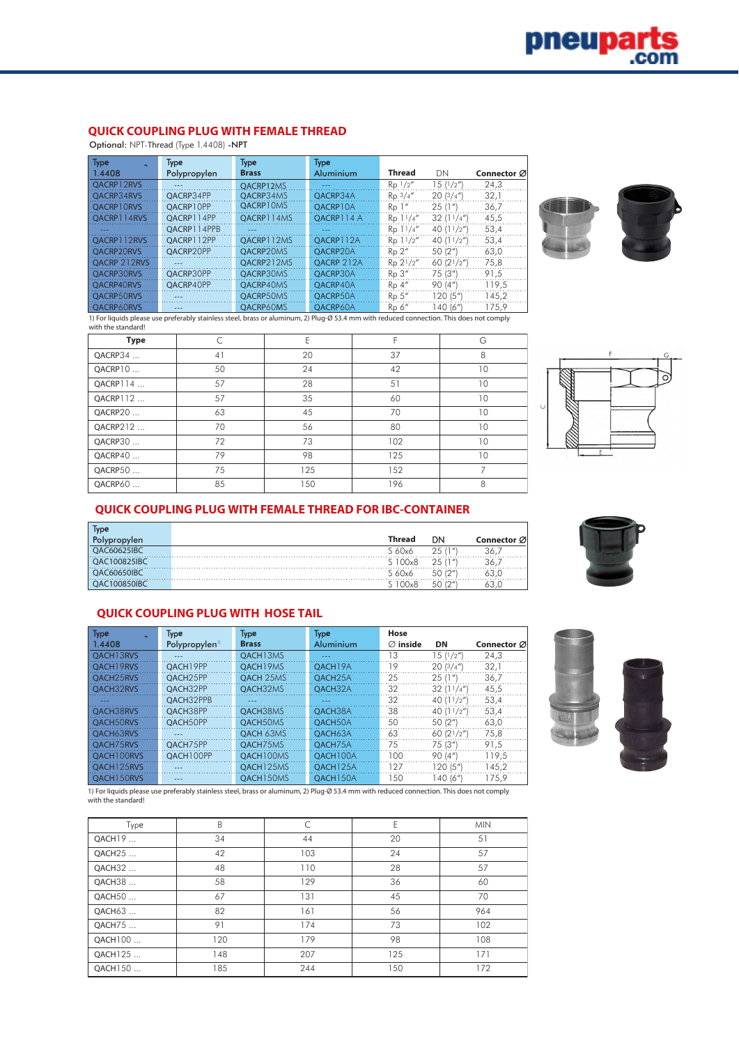## QUICK COUPLING PLUG WITH FEMALE THREAD

Optional: NPT-Thread (Type 1.4408) **-NPT**

| Type 1.4408 | Type Polypropylen | Type Brass | Type Aluminium | Thread | DN | Connector Ø |
|---|---|---|---|---|---|---|
| QACRP12RVS | --- | QACRP12MS | --- | Rp 1/2" | 15 (1/2") | 24,3 |
| QACRP34RVS | QACRP34PP | QACRP34MS | QACRP34A | Rp 3/4" | 20 (3/4") | 32,1 |
| QACRP10RVS | QACRP10PP | QACRP10MS | QACRP10A | Rp 1" | 25 (1") | 36,7 |
| QACRP114RVS | QACRP114PP | QACRP114MS | QACRP114 A | Rp 1¼" | 32 (1¼") | 45,5 |
| --- | QACRP114PPB | --- | --- | Rp 1¼" | 40 (1½") | 53,4 |
| QACRP112RVS | QACRP112PP | QACRP112MS | QACRP112A | Rp 1½" | 40 (1½") | 53,4 |
| QACRP20RVS | QACRP20PP | QACRP20MS | QACRP20A | Rp 2" | 50 (2") | 63,0 |
| QACRP 212RVS | --- | QACRP212MS | QACRP 212A | Rp 2½" | 60 (2½") | 75,8 |
| QACRP30RVS | QACRP30PP | QACRP30MS | QACRP30A | Rp 3" | 75 (3") | 91,5 |
| QACRP40RVS | QACRP40PP | QACRP40MS | QACRP40A | Rp 4" | 90 (4") | 119,5 |
| QACRP50RVS | --- | QACRP50MS | QACRP50A | Rp 5" | 120 (5") | 145,2 |
| QACRP60RVS | --- | QACRP60MS | QACRP60A | Rp 6" | 140 (6") | 175,9 |

1) For liquids please use preferably stainless steel, brass or aluminum, 2) Plug-Ø 53.4 mm with reduced connection. This does not comply with the standard!

| Type | C | E | F | G |
|---|---|---|---|---|
| QACRP34 ... | 41 | 20 | 37 | 8 |
| QACRP10 ... | 50 | 24 | 42 | 10 |
| QACRP114 ... | 57 | 28 | 51 | 10 |
| QACRP112 ... | 57 | 35 | 60 | 10 |
| QACRP20 ... | 63 | 45 | 70 | 10 |
| QACRP212 ... | 70 | 56 | 80 | 10 |
| QACRP30 ... | 72 | 73 | 102 | 10 |
| QACRP40 ... | 79 | 98 | 125 | 10 |
| QACRP50 ... | 75 | 125 | 152 | 7 |
| QACRP60 ... | 85 | 150 | 196 | 8 |

## QUICK COUPLING PLUG WITH FEMALE THREAD FOR IBC-CONTAINER

| Type Polypropylen | Thread | DN | Connector Ø |
|---|---|---|---|
| QAC60625IBC | S 60x6 | 25 (1") | 36,7 |
| QAC100825IBC | S 100x8 | 25 (1") | 36,7 |
| QAC60650IBC | S 60x6 | 50 (2") | 63,0 |
| QAC100850IBC | S 100x8 | 50 (2") | 63,0 |

## QUICK COUPLING PLUG WITH HOSE TAIL

| Type 1.4408 | Type Polypropylen[1] | Type Brass | Type Aluminium | Hose Ø inside | DN | Connector Ø |
|---|---|---|---|---|---|---|
| QACH13RVS | --- | QACH13MS | --- | 13 | 15 (1/2") | 24,3 |
| QACH19RVS | QACH19PP | QACH19MS | QACH19A | 19 | 20 (3/4") | 32,1 |
| QACH25RVS | QACH25PP | QACH 25MS | QACH25A | 25 | 25 (1") | 36,7 |
| QACH32RVS | QACH32PP | QACH32MS | QACH32A | 32 | 32 (1¼") | 45,5 |
| --- | QACH32PPB | --- | --- | 32 | 40 (1½") | 53,4 |
| QACH38RVS | QACH38PP | QACH38MS | QACH38A | 38 | 40 (1½") | 53,4 |
| QACH50RVS | QACH50PP | QACH50MS | QACH50A | 50 | 50 (2") | 63,0 |
| QACH63RVS | --- | QACH 63MS | QACH63A | 63 | 60 (2½") | 75,8 |
| QACH75RVS | QACH75PP | QACH75MS | QACH75A | 75 | 75 (3") | 91,5 |
| QACH100RVS | QACH100PP | QACH100MS | QACH100A | 100 | 90 (4") | 119,5 |
| QACH125RVS | --- | QACH125MS | QACH125A | 127 | 120 (5") | 145,2 |
| QACH150RVS | --- | QACH150MS | QACH150A | 150 | 140 (6") | 175,9 |

1) For liquids please use preferably stainless steel, brass or aluminum, 2) Plug-Ø 53.4 mm with reduced connection. This does not comply with the standard!

| Type | B | C | E | MIN |
|---|---|---|---|---|
| QACH19 ... | 34 | 44 | 20 | 51 |
| QACH25 ... | 42 | 103 | 24 | 57 |
| QACH32 ... | 48 | 110 | 28 | 57 |
| QACH38 ... | 58 | 129 | 36 | 60 |
| QACH50 ... | 67 | 131 | 45 | 70 |
| QACH63 ... | 82 | 161 | 56 | 964 |
| QACH75 ... | 91 | 174 | 73 | 102 |
| QACH100 ... | 120 | 179 | 98 | 108 |
| QACH125 ... | 148 | 207 | 125 | 171 |
| QACH150 ... | 185 | 244 | 150 | 172 |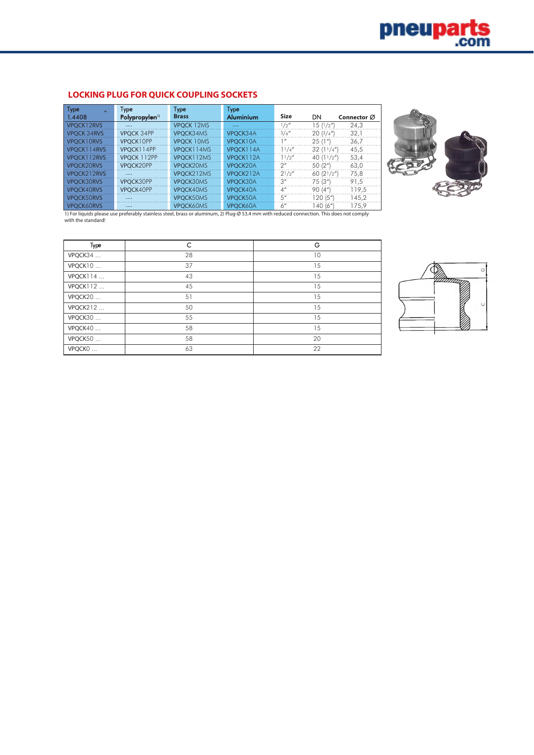## LOCKING PLUG FOR QUICK COUPLING SOCKETS

| Type 1.4408 | Type Polypropylen[1] | Type Brass | Type Aluminium | Size | DN | Connector Ø |
|---|---|---|---|---|---|---|
| VPQCK12RVS | --- | VPQCK 12MS | --- | 1/2" | 15 (1/2") | 24,3 |
| VPQCK 34RVS | VPQCK 34PP | VPQCK34MS | VPQCK34A | 3/4" | 20 (3/4") | 32,1 |
| VPQCK10RVS | VPQCK10PP | VPQCK 10MS | VPQCK10A | 1" | 25 (1") | 36,7 |
| VPQCK114RVS | VPQCK114PP | VPQCK114MS | VPQCK114A | 1 1/4" | 32 (1 1/4") | 45,5 |
| VPQCK112RVS | VPQCK 112PP | VPQCK112MS | VPQCK112A | 1 1/2" | 40 (1 1/2") | 53,4 |
| VPQCK20RVS | VPQCK20PP | VPQCK20MS | VPQCK20A | 2" | 50 (2") | 63,0 |
| VPQCK212RVS | --- | VPQCK212MS | VPQCK212A | 2 1/2" | 60 (2 1/2") | 75,8 |
| VPQCK30RVS | VPQCK30PP | VPQCK30MS | VPQCK30A | 3" | 75 (3") | 91,5 |
| VPQCK40RVS | VPQCK40PP | VPQCK40MS | VPQCK40A | 4" | 90 (4") | 119,5 |
| VPQCK50RVS | --- | VPQCK50MS | VPQCK50A | 5" | 120 (5") | 145,2 |
| VPQCK60RVS | --- | VPQCK60MS | VPQCK60A | 6" | 140 (6") | 175,9 |

1) For liquids please use preferably stainless steel, brass or aluminum, 2) Plug-Ø 53.4 mm with reduced connection. This does not comply with the standard!

| Type | C | G |
|---|---|---|
| VPQCK34 ... | 28 | 10 |
| VPQCK10 ... | 37 | 15 |
| VPQCK114 ... | 43 | 15 |
| VPQCK112 ... | 45 | 15 |
| VPQCK20 ... | 51 | 15 |
| VPQCK212 ... | 50 | 15 |
| VPQCK30 ... | 55 | 15 |
| VPQCK40 ... | 58 | 15 |
| VPQCK50 ... | 58 | 20 |
| VPQCK0 ... | 63 | 22 |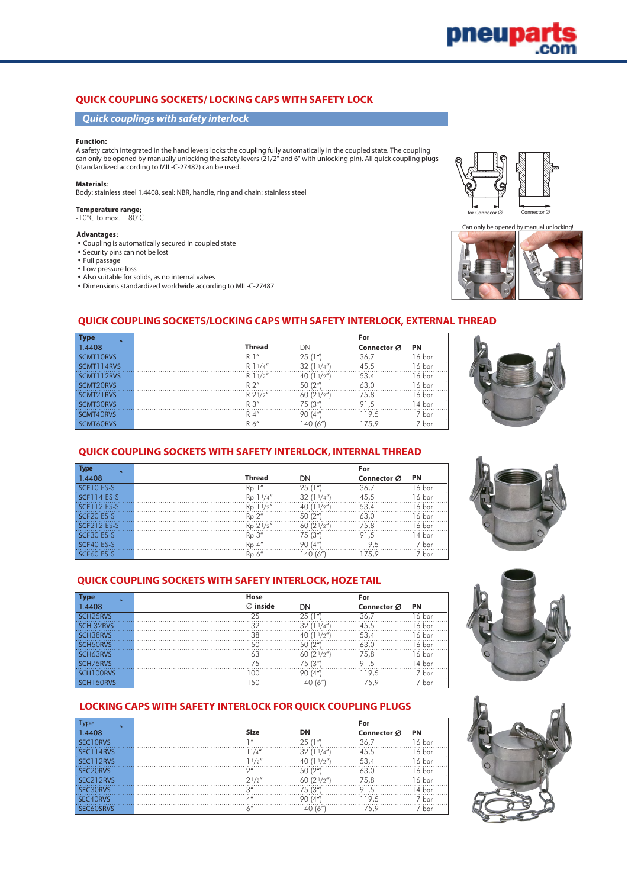## QUICK COUPLING SOCKETS/ LOCKING CAPS WITH SAFETY LOCK

### *Quick couplings with safety interlock*

**Function:**
A safety catch integrated in the hand levers locks the coupling fully automatically in the coupled state. The coupling can only be opened by manually unlocking the safety levers (21/2" and 6" with unlocking pin). All quick coupling plugs (standardized according to MIL-C-27487) can be used.

**Materials**:
Body: stainless steel 1.4408, seal: NBR, handle, ring and chain: stainless steel

**Temperature range:**
-10°C to max. +80°C

**Advantages:**
- Coupling is automatically secured in coupled state
- Security pins can not be lost
- Full passage
- Low pressure loss
- Also suitable for solids, as no internal valves
- Dimensions standardized worldwide according to MIL-C-27487

for Connecor Ø    Connector Ø

Can only be opened by manual unlocking!

## QUICK COUPLING SOCKETS/LOCKING CAPS WITH SAFETY INTERLOCK, EXTERNAL THREAD

| Type 1.4408 | Thread | DN | For Connector Ø | PN |
|---|---|---|---|---|
| SCMT10RVS | R 1" | 25 (1") | 36,7 | 16 bar |
| SCMT114RVS | R 1¼" | 32 (1¼") | 45,5 | 16 bar |
| SCMT112RVS | R 1½" | 40 (1½") | 53,4 | 16 bar |
| SCMT20RVS | R 2" | 50 (2") | 63,0 | 16 bar |
| SCMT21RVS | R 2½" | 60 (2½") | 75,8 | 16 bar |
| SCMT30RVS | R 3" | 75 (3") | 91,5 | 14 bar |
| SCMT40RVS | R 4" | 90 (4") | 119,5 | 7 bar |
| SCMT60RVS | R 6" | 140 (6") | 175,9 | 7 bar |

## QUICK COUPLING SOCKETS WITH SAFETY INTERLOCK, INTERNAL THREAD

| Type 1.4408 | Thread | DN | For Connector Ø | PN |
|---|---|---|---|---|
| SCF10 ES-S | Rp 1" | 25 (1") | 36,7 | 16 bar |
| SCF114 ES-S | Rp 1¼" | 32 (1¼") | 45,5 | 16 bar |
| SCF112 ES-S | Rp 1½" | 40 (1½") | 53,4 | 16 bar |
| SCF20 ES-S | Rp 2" | 50 (2") | 63,0 | 16 bar |
| SCF212 ES-S | Rp 2½" | 60 (2½") | 75,8 | 16 bar |
| SCF30 ES-S | Rp 3" | 75 (3") | 91,5 | 14 bar |
| SCF40 ES-S | Rp 4" | 90 (4") | 119,5 | 7 bar |
| SCF60 ES-S | Rp 6" | 140 (6") | 175,9 | 7 bar |

## QUICK COUPLING SOCKETS WITH SAFETY INTERLOCK, HOZE TAIL

| Type 1.4408 | Hose Ø inside | DN | For Connector Ø | PN |
|---|---|---|---|---|
| SCH25RVS | 25 | 25 (1") | 36,7 | 16 bar |
| SCH 32RVS | 32 | 32 (1¼") | 45,5 | 16 bar |
| SCH38RVS | 38 | 40 (1½") | 53,4 | 16 bar |
| SCH50RVS | 50 | 50 (2") | 63,0 | 16 bar |
| SCH63RVS | 63 | 60 (2½") | 75,8 | 16 bar |
| SCH75RVS | 75 | 75 (3") | 91,5 | 14 bar |
| SCH100RVS | 100 | 90 (4") | 119,5 | 7 bar |
| SCH150RVS | 150 | 140 (6") | 175,9 | 7 bar |

## LOCKING CAPS WITH SAFETY INTERLOCK FOR QUICK COUPLING PLUGS

| Type 1.4408 | Size | DN | For Connector Ø | PN |
|---|---|---|---|---|
| SEC10RVS | 1" | 25 (1") | 36,7 | 16 bar |
| SEC114RVS | 1¼" | 32 (1¼") | 45,5 | 16 bar |
| SEC112RVS | 1½" | 40 (1½") | 53,4 | 16 bar |
| SEC20RVS | 2" | 50 (2") | 63,0 | 16 bar |
| SEC212RVS | 2½" | 60 (2½") | 75,8 | 16 bar |
| SEC30RVS | 3" | 75 (3") | 91,5 | 14 bar |
| SEC40RVS | 4" | 90 (4") | 119,5 | 7 bar |
| SEC60SRVS | 6" | 140 (6") | 175,9 | 7 bar |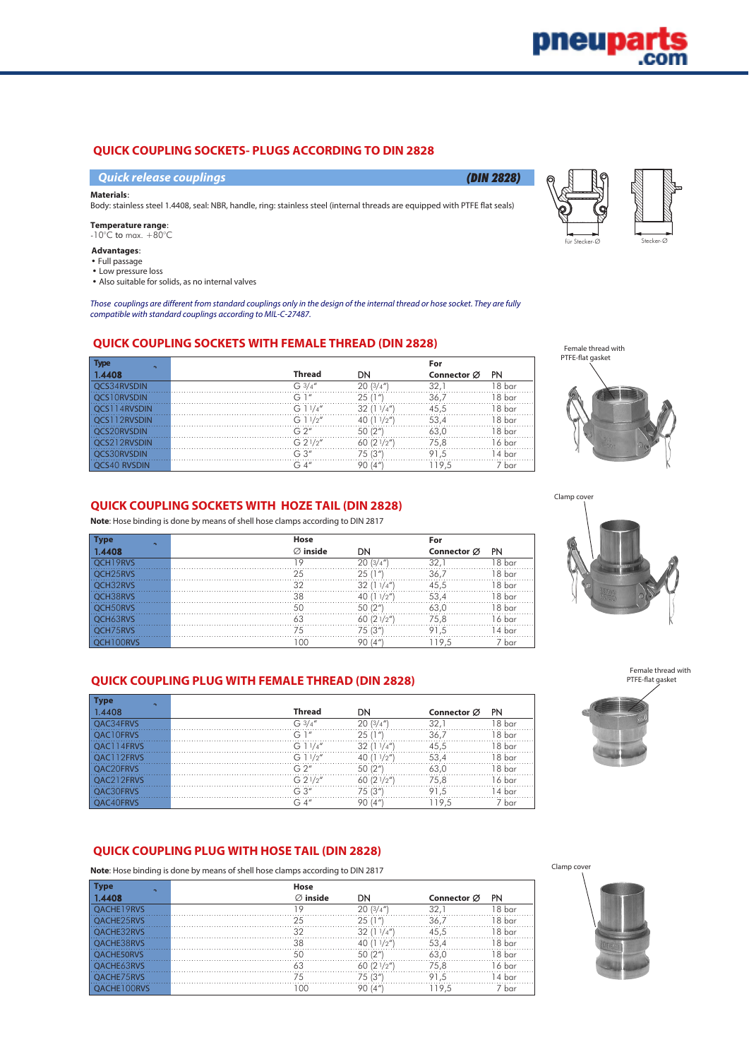## QUICK COUPLING SOCKETS- PLUGS ACCORDING TO DIN 2828

### *Quick release couplings* *(DIN 2828)*

**Materials**:
Body: stainless steel 1.4408, seal: NBR, handle, ring: stainless steel (internal threads are equipped with PTFE flat seals)

**Temperature range**:
-10°C to max. +80°C

**Advantages**:
- Full passage
- Low pressure loss
- Also suitable for solids, as no internal valves

*Those couplings are different from standard couplings only in the design of the internal thread or hose socket. They are fully compatible with standard couplings according to MIL-C-27487.*

für Stecker-Ø    Stecker-Ø

### QUICK COUPLING SOCKETS WITH FEMALE THREAD (DIN 2828)

Female thread with PTFE-flat gasket

| Type 1.4408 | Thread | DN | For Connector Ø | PN |
|---|---|---|---|---|
| QCS34RVSDIN | G 3/4" | 20 (3/4") | 32,1 | 18 bar |
| QCS10RVSDIN | G 1" | 25 (1") | 36,7 | 18 bar |
| QCS114RVSDIN | G 1 1/4" | 32 (1 1/4") | 45,5 | 18 bar |
| QCS112RVSDIN | G 1 1/2" | 40 (1 1/2") | 53,4 | 18 bar |
| QCS20RVSDIN | G 2" | 50 (2") | 63,0 | 18 bar |
| QCS212RVSDIN | G 2 1/2" | 60 (2 1/2") | 75,8 | 16 bar |
| QCS30RVSDIN | G 3" | 75 (3") | 91,5 | 14 bar |
| QCS40 RVSDIN | G 4" | 90 (4") | 119,5 | 7 bar |

### QUICK COUPLING SOCKETS WITH HOZE TAIL (DIN 2828)

**Note**: Hose binding is done by means of shell hose clamps according to DIN 2817

Clamp cover

| Type 1.4408 | Hose Ø inside | DN | For Connector Ø | PN |
|---|---|---|---|---|
| QCH19RVS | 19 | 20 (3/4") | 32,1 | 18 bar |
| QCH25RVS | 25 | 25 (1") | 36,7 | 18 bar |
| QCH32RVS | 32 | 32 (1 1/4") | 45,5 | 18 bar |
| QCH38RVS | 38 | 40 (1 1/2") | 53,4 | 18 bar |
| QCH50RVS | 50 | 50 (2") | 63,0 | 18 bar |
| QCH63RVS | 63 | 60 (2 1/2") | 75,8 | 16 bar |
| QCH75RVS | 75 | 75 (3") | 91,5 | 14 bar |
| QCH100RVS | 100 | 90 (4") | 119,5 | 7 bar |

### QUICK COUPLING PLUG WITH FEMALE THREAD (DIN 2828)

Female thread with PTFE-flat gasket

| Type 1.4408 | Thread | DN | Connector Ø | PN |
|---|---|---|---|---|
| QAC34FRVS | G 3/4" | 20 (3/4") | 32,1 | 18 bar |
| QAC10FRVS | G 1" | 25 (1") | 36,7 | 18 bar |
| QAC114FRVS | G 1 1/4" | 32 (1 1/4") | 45,5 | 18 bar |
| QAC112FRVS | G 1 1/2" | 40 (1 1/2") | 53,4 | 18 bar |
| QAC20FRVS | G 2" | 50 (2") | 63,0 | 18 bar |
| QAC212FRVS | G 2 1/2" | 60 (2 1/2") | 75,8 | 16 bar |
| QAC30FRVS | G 3" | 75 (3") | 91,5 | 14 bar |
| QAC40FRVS | G 4" | 90 (4") | 119,5 | 7 bar |

### QUICK COUPLING PLUG WITH HOSE TAIL (DIN 2828)

**Note**: Hose binding is done by means of shell hose clamps according to DIN 2817

Clamp cover

| Type 1.4408 | Hose Ø inside | DN | Connector Ø | PN |
|---|---|---|---|---|
| QACHE19RVS | 19 | 20 (3/4") | 32,1 | 18 bar |
| QACHE25RVS | 25 | 25 (1") | 36,7 | 18 bar |
| QACHE32RVS | 32 | 32 (1 1/4") | 45,5 | 18 bar |
| QACHE38RVS | 38 | 40 (1 1/2") | 53,4 | 18 bar |
| QACHE50RVS | 50 | 50 (2") | 63,0 | 18 bar |
| QACHE63RVS | 63 | 60 (2 1/2") | 75,8 | 16 bar |
| QACHE75RVS | 75 | 75 (3") | 91,5 | 14 bar |
| QACHE100RVS | 100 | 90 (4") | 119,5 | 7 bar |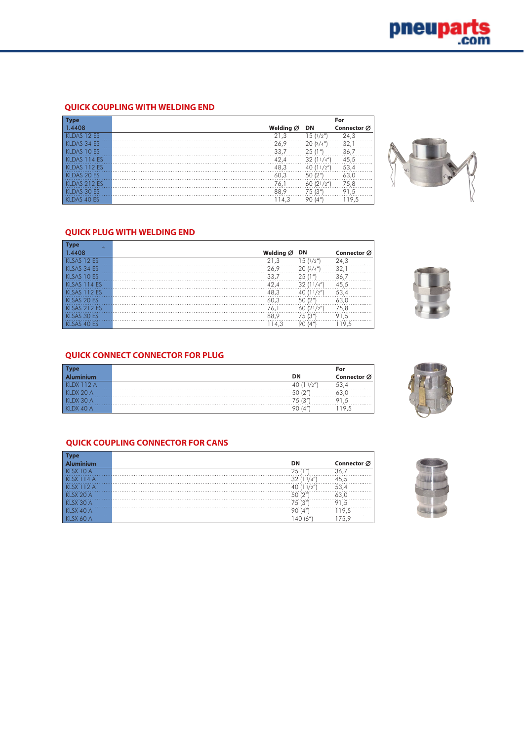## QUICK COUPLING WITH WELDING END

| Type 1.4408 | Welding Ø | DN | For Connector Ø |
|---|---|---|---|
| KLDAS 12 ES | 21,3 | 15 (1/2") | 24,3 |
| KLDAS 34 ES | 26,9 | 20 (3/4") | 32,1 |
| KLDAS 10 ES | 33,7 | 25 (1") | 36,7 |
| KLDAS 114 ES | 42,4 | 32 (11/4") | 45,5 |
| KLDAS 112 ES | 48,3 | 40 (11/2") | 53,4 |
| KLDAS 20 ES | 60,3 | 50 (2") | 63,0 |
| KLDAS 212 ES | 76,1 | 60 (21/2") | 75,8 |
| KLDAS 30 ES | 88,9 | 75 (3") | 91,5 |
| KLDAS 40 ES | 114,3 | 90 (4") | 119,5 |

## QUICK PLUG WITH WELDING END

| Type 1.4408 | Welding Ø | DN | Connector Ø |
|---|---|---|---|
| KLSAS 12 ES | 21,3 | 15 (1/2") | 24,3 |
| KLSAS 34 ES | 26,9 | 20 (3/4") | 32,1 |
| KLSAS 10 ES | 33,7 | 25 (1") | 36,7 |
| KLSAS 114 ES | 42,4 | 32 (11/4") | 45,5 |
| KLSAS 112 ES | 48,3 | 40 (11/2") | 53,4 |
| KLSAS 20 ES | 60,3 | 50 (2") | 63,0 |
| KLSAS 212 ES | 76,1 | 60 (21/2") | 75,8 |
| KLSAS 30 ES | 88,9 | 75 (3") | 91,5 |
| KLSAS 40 ES | 114,3 | 90 (4") | 119,5 |

## QUICK CONNECT CONNECTOR FOR PLUG

| Type Aluminium | DN | For Connector Ø |
|---|---|---|
| KLDX 112 A | 40 (1 1/2") | 53,4 |
| KLDX 20 A | 50 (2") | 63,0 |
| KLDX 30 A | 75 (3") | 91,5 |
| KLDX 40 A | 90 (4") | 119,5 |

## QUICK COUPLING CONNECTOR FOR CANS

| Type Aluminium | DN | Connector Ø |
|---|---|---|
| KLSX 10 A | 25 (1") | 36,7 |
| KLSX 114 A | 32 (1 1/4") | 45,5 |
| KLSX 112 A | 40 (1 1/2") | 53,4 |
| KLSX 20 A | 50 (2") | 63,0 |
| KLSX 30 A | 75 (3") | 91,5 |
| KLSX 40 A | 90 (4") | 119,5 |
| KLSX 60 A | 140 (6") | 175,9 |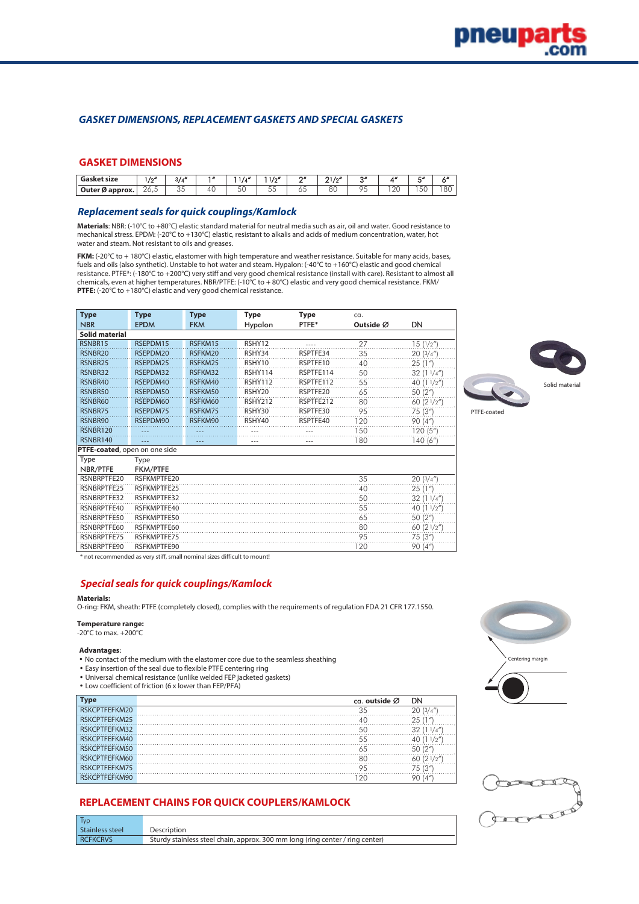## GASKET DIMENSIONS, REPLACEMENT GASKETS AND SPECIAL GASKETS

### GASKET DIMENSIONS

| Gasket size | 1/2" | 3/4" | 1" | 1 1/4" | 1 1/2" | 2" | 2 1/2" | 3" | 4" | 5" | 6" |
|---|---|---|---|---|---|---|---|---|---|---|---|
| Outer Ø approx. | 26,5 | 35 | 40 | 50 | 55 | 65 | 80 | 95 | 120 | 150 | 180 |

### Replacement seals for quick couplings/Kamlock

**Materials**: NBR: (-10°C to +80°C) elastic standard material for neutral media such as air, oil and water. Good resistance to mechanical stress. EPDM: (-20°C to +130°C) elastic, resistant to alkalis and acids of medium concentration, water, hot water and steam. Not resistant to oils and greases.

**FKM:** (-20°C to + 180°C) elastic, elastomer with high temperature and weather resistance. Suitable for many acids, bases, fuels and oils (also synthetic). Unstable to hot water and steam. Hypalon: (-40°C to +160°C) elastic and good chemical resistance. PTFE*: (-180°C to +200°C) very stiff and very good chemical resistance (install with care). Resistant to almost all chemicals, even at higher temperatures. NBR/PTFE: (-10°C to + 80°C) elastic and very good chemical resistance. FKM/ **PTFE:** (-20°C to +180°C) elastic and very good chemical resistance.

| Type NBR | Type EPDM | Type FKM | Type Hypalon | Type PTFE* | ca. Outside Ø | DN |
|---|---|---|---|---|---|---|
| **Solid material** | | | | | | |
| RSNBR15 | RSEPDM15 | RSFKM15 | RSHY12 | ---- | 27 | 15 (1/2") |
| RSNBR20 | RSEPDM20 | RSFKM20 | RSHY34 | RSPTFE34 | 35 | 20 (3/4") |
| RSNBR25 | RSEPDM25 | RSFKM25 | RSHY10 | RSPTFE10 | 40 | 25 (1") |
| RSNBR32 | RSEPDM32 | RSFKM32 | RSHY114 | RSPTFE114 | 50 | 32 (1 1/4") |
| RSNBR40 | RSEPDM40 | RSFKM40 | RSHY112 | RSPTFE112 | 55 | 40 (1 1/2") |
| RSNBR50 | RSEPDM50 | RSFKM50 | RSHY20 | RSPTFE20 | 65 | 50 (2") |
| RSNBR60 | RSEPDM60 | RSFKM60 | RSHY212 | RSPTFE212 | 80 | 60 (2 1/2") |
| RSNBR75 | RSEPDM75 | RSFKM75 | RSHY30 | RSPTFE30 | 95 | 75 (3") |
| RSNBR90 | RSEPDM90 | RSFKM90 | RSHY40 | RSPTFE40 | 120 | 90 (4") |
| RSNBR120 | --- | --- | --- | --- | 150 | 120 (5") |
| RSNBR140 | --- | --- | --- | --- | 180 | 140 (6") |
| **PTFE-coated**, open on one side | | | | | | |
| Type NBR/PTFE | Type FKM/PTFE | | | | | |
| RSNBRPTFE20 | RSFKMPTFE20 | | | | 35 | 20 (3/4") |
| RSNBRPTFE25 | RSFKMPTFE25 | | | | 40 | 25 (1") |
| RSNBRPTFE32 | RSFKMPTFE32 | | | | 50 | 32 (1 1/4") |
| RSNBRPTFE40 | RSFKMPTFE40 | | | | 55 | 40 (1 1/2") |
| RSNBRPTFE50 | RSFKMPTFE50 | | | | 65 | 50 (2") |
| RSNBRPTFE60 | RSFKMPTFE60 | | | | 80 | 60 (2 1/2") |
| RSNBRPTFE75 | RSFKMPTFE75 | | | | 95 | 75 (3") |
| RSNBRPTFE90 | RSFKMPTFE90 | | | | 120 | 90 (4") |

\* not recommended as very stiff, small nominal sizes difficult to mount!

Solid material

PTFE-coated

### Special seals for quick couplings/Kamlock

**Materials:**
O-ring: FKM, sheath: PTFE (completely closed), complies with the requirements of regulation FDA 21 CFR 177.1550.

**Temperature range:**
-20°C to max. +200°C

**Advantages**:
- No contact of the medium with the elastomer core due to the seamless sheathing
- Easy insertion of the seal due to flexible PTFE centering ring
- Universal chemical resistance (unlike welded FEP jacketed gaskets)
- Low coefficient of friction (6 x lower than FEP/PFA)

Centering margin

| Type | ca. outside Ø | DN |
|---|---|---|
| RSKCPTFEFKM20 | 35 | 20 (3/4") |
| RSKCPTFEFKM25 | 40 | 25 (1") |
| RSKCPTFEFKM32 | 50 | 32 (1 1/4") |
| RSKCPTFEFKM40 | 55 | 40 (1 1/2") |
| RSKCPTFEFKM50 | 65 | 50 (2") |
| RSKCPTFEFKM60 | 80 | 60 (2 1/2") |
| RSKCPTFEFKM75 | 95 | 75 (3") |
| RSKCPTFEFKM90 | 120 | 90 (4") |

### REPLACEMENT CHAINS FOR QUICK COUPLERS/KAMLOCK

| Typ Stainless steel | Description |
|---|---|
| RCFKCRVS | Sturdy stainless steel chain, approx. 300 mm long (ring center / ring center) |